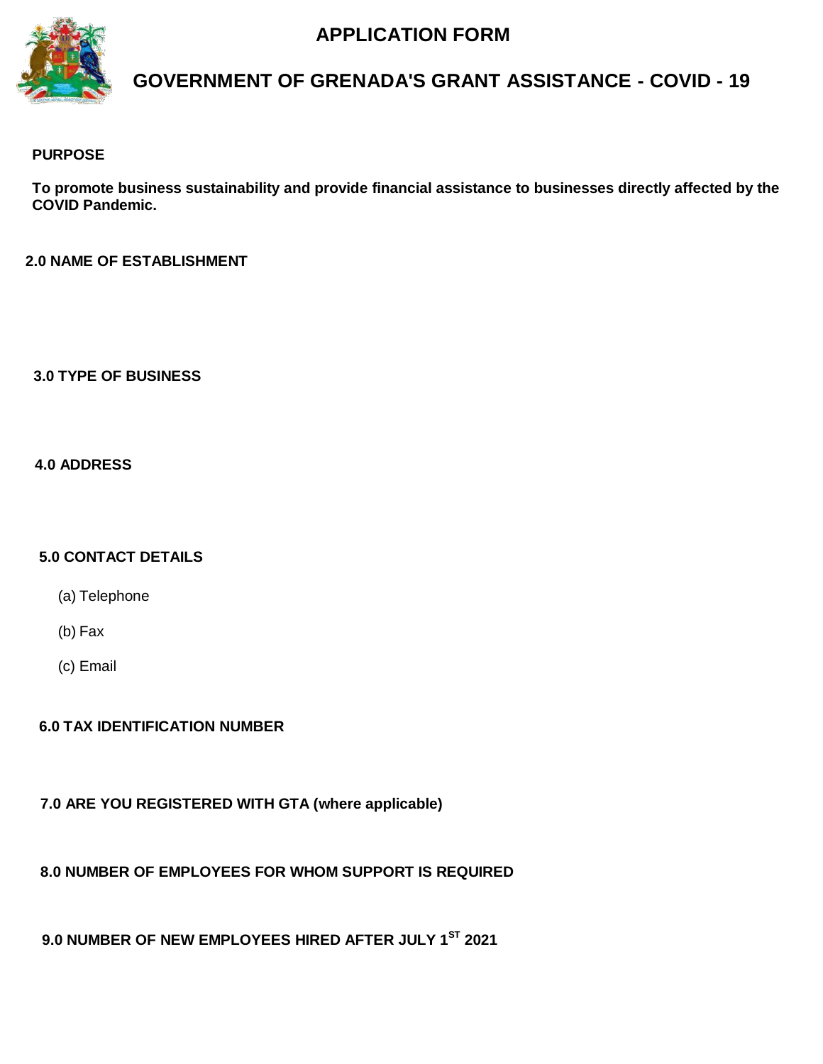# APPLICATION FORM

# GOVERNMENT OF GRENADA'S GRANT ASSISTANCE - COVID - 19

**PURPOSE**

**To promote business sustainability and provide financial assistance to businesses directly affected by the COVID Pandemic.**

**2.0 NAME OF ESTABLISHMENT**

**3.0 TYPE OF BUSINESS**

**4.0 ADDRESS**

**5.0 CONTACT DETAILS**

(a) Telephone

(b) Fax

(c) Email

**6.0 TAX IDENTIFICATION NUMBER**

**7.0 ARE YOU REGISTERED WITH GTA (where applicable)**

**8.0 NUMBER OF EMPLOYEES FOR WHOM SUPPORT IS REQUIRED**

**9.0 NUMBER OF NEW EMPLOYEES HIRED AFTER JULY 1ST 2021**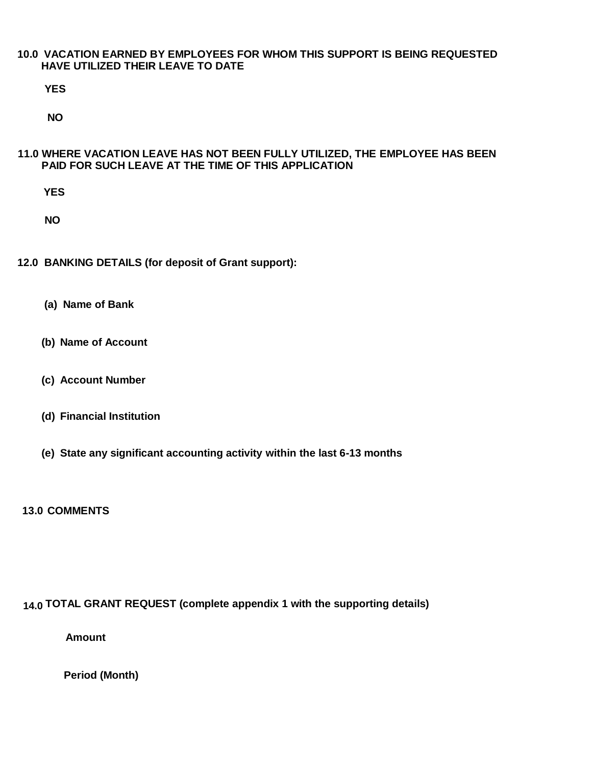**10.0 VACATION EARNED BY EMPLOYEES FOR WHOM THIS SUPPORT IS BEING REQUESTED HAVE UTILIZED THEIR LEAVE TO DATE**

**YES**

**NO**

**11.0 WHERE VACATION LEAVE HAS NOT BEEN FULLY UTILIZED, THE EMPLOYEE HAS BEEN PAID FOR SUCH LEAVE AT THE TIME OF THIS APPLICATION**

**YES**

**NO**

**12.0 BANKING DETAILS (for deposit of Grant support):**

**(a) Name of Bank**

**(b) Name of Account**

**(c) Account Number**

**(d) Financial Institution**

**(e) State any significant accounting activity within the last 6-13 months**

**13.0 COMMENTS**

**14.0 TOTAL GRANT REQUEST (complete appendix 1 with the supporting details)**

**Amount**

**Period (Month)**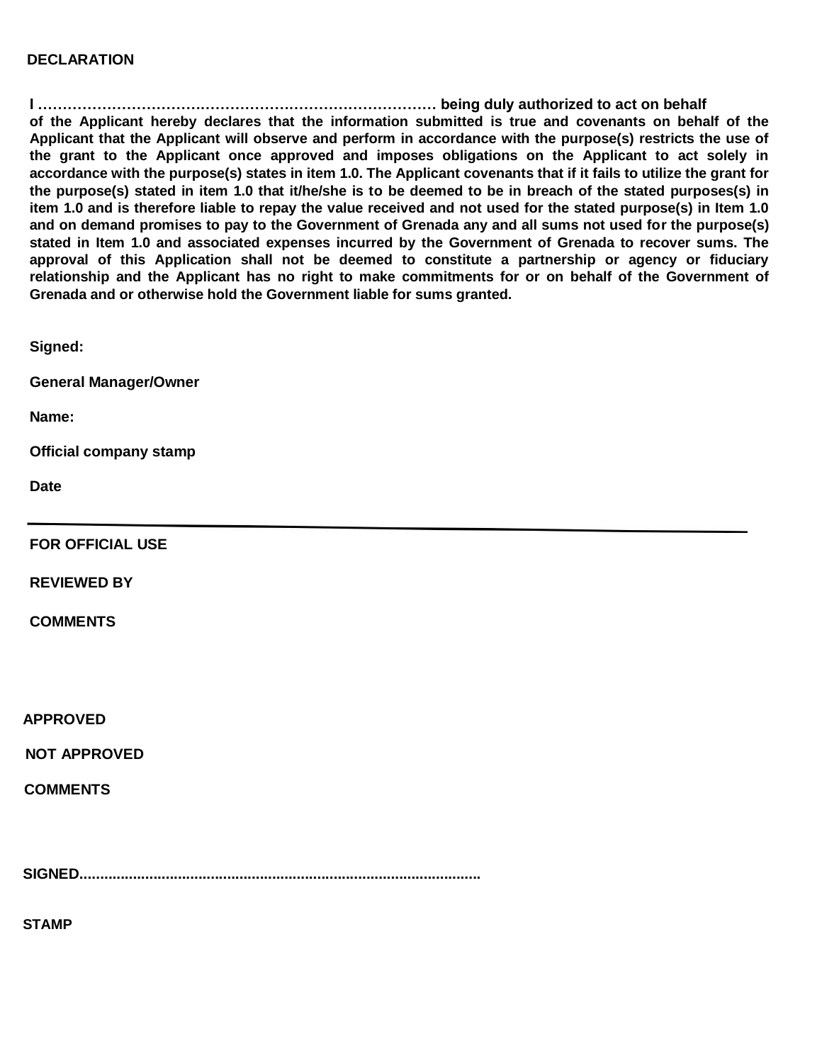## DECLARATION

**I …………………………………………………………………………… being duly authorized to act on behalf of the Applicant hereby declares that the information submitted is true and covenants on behalf of the Applicant that the Applicant will observe and perform in accordance with the purpose(s) restricts the use of the grant to the Applicant once approved and imposes obligations on the Applicant to act solely in accordance with the purpose(s) states in item 1.0. The Applicant covenants that if it fails to utilize the grant for the purpose(s) stated in item 1.0 that it/he/she is to be deemed to be in breach of the stated purposes(s) in item 1.0 and is therefore liable to repay the value received and not used for the stated purpose(s) in Item 1.0 and on demand promises to pay to the Government of Grenada any and all sums not used for the purpose(s) stated in Item 1.0 and associated expenses incurred by the Government of Grenada to recover sums. The approval of this Application shall not be deemed to constitute a partnership or agency or fiduciary relationship and the Applicant has no right to make commitments for or on behalf of the Government of Grenada and or otherwise hold the Government liable for sums granted.**

**Signed:**

**General Manager/Owner**

**Name:**

**Official company stamp**

**Date**

---

**FOR OFFICIAL USE**

**REVIEWED BY**

**COMMENTS**

**APPROVED**

**NOT APPROVED**

**COMMENTS**

**SIGNED................................................................................................**

**STAMP**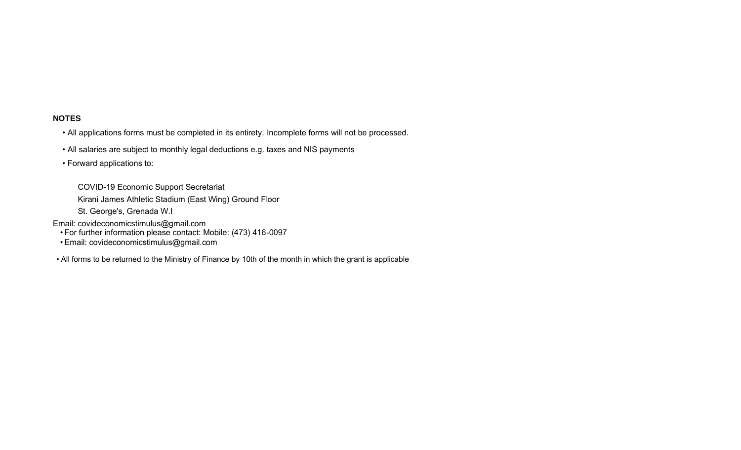**NOTES**

- All applications forms must be completed in its entirety. Incomplete forms will not be processed.
- All salaries are subject to monthly legal deductions e.g. taxes and NIS payments
- Forward applications to:

  COVID-19 Economic Support Secretariat
  Kirani James Athletic Stadium (East Wing) Ground Floor
  St. George's, Grenada W.I

Email: covideconomicstimulus@gmail.com

- For further information please contact: Mobile: (473) 416-0097
- Email: covideconomicstimulus@gmail.com

- All forms to be returned to the Ministry of Finance by 10th of the month in which the grant is applicable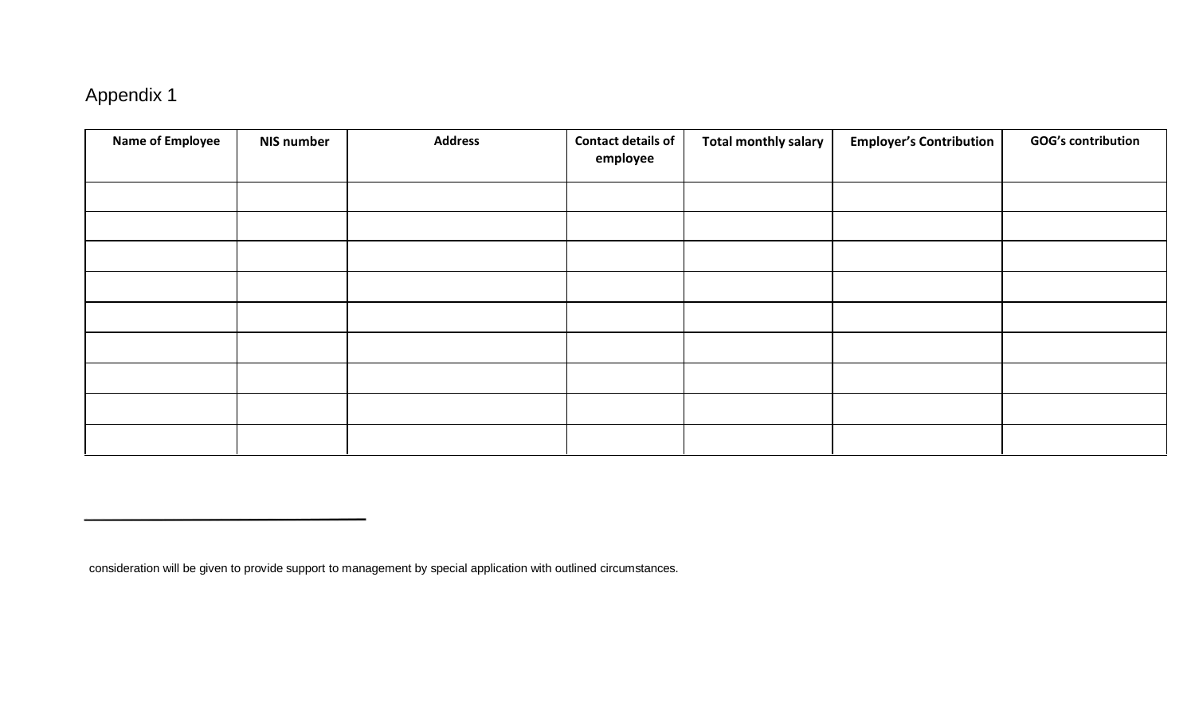Appendix 1

| Name of Employee | NIS number | Address | Contact details of employee | Total monthly salary | Employer's Contribution | GOG's contribution |
|---|---|---|---|---|---|---|
| | | | | | | |
| | | | | | | |
| | | | | | | |
| | | | | | | |
| | | | | | | |
| | | | | | | |
| | | | | | | |
| | | | | | | |
| | | | | | | |

---

consideration will be given to provide support to management by special application with outlined circumstances.